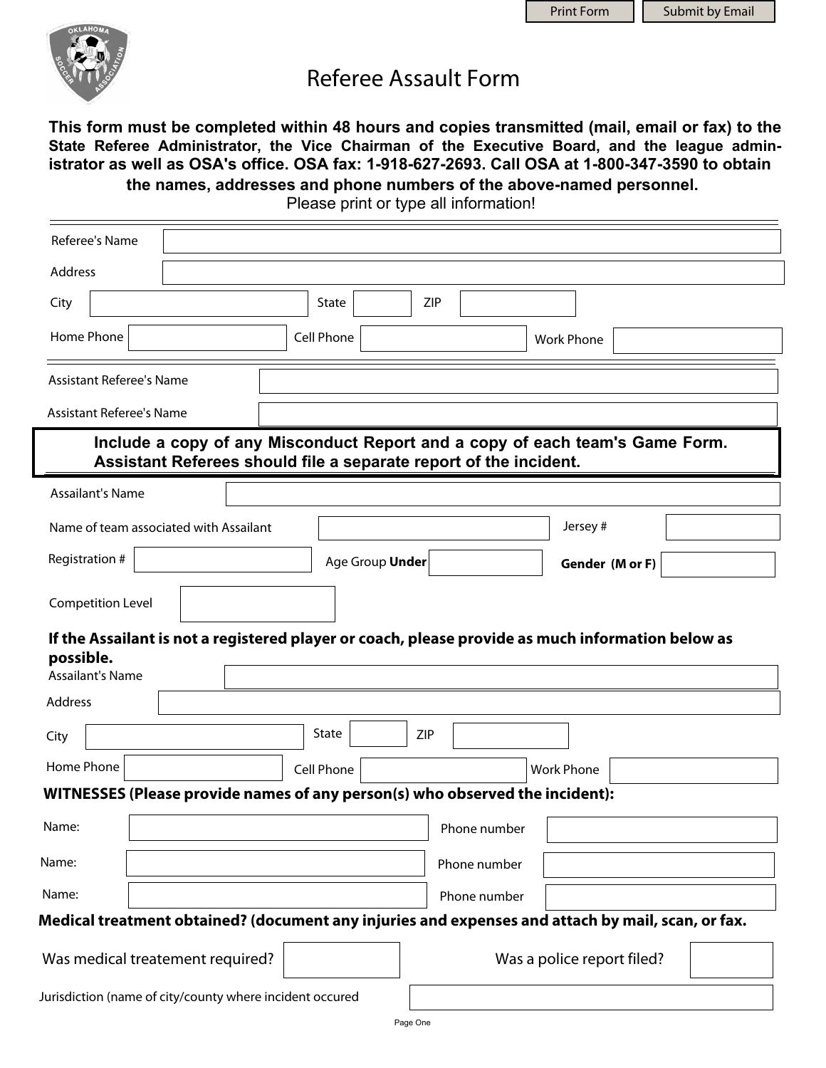Print Form | Submit by Email

# Referee Assault Form

**This form must be completed within 48 hours and copies transmitted (mail, email or fax) to the State Referee Administrator, the Vice Chairman of the Executive Board, and the league administrator as well as OSA's office. OSA fax: 1-918-627-2693. Call OSA at 1-800-347-3590 to obtain the names, addresses and phone numbers of the above-named personnel.**

Please print or type all information!

Referee's Name

Address

City | State | ZIP

Home Phone | Cell Phone | Work Phone

Assistant Referee's Name

Assistant Referee's Name

**Include a copy of any Misconduct Report and a copy of each team's Game Form. Assistant Referees should file a separate report of the incident.**

Assailant's Name

Name of team associated with Assailant | Jersey #

Registration # | Age Group **Under** | **Gender (M or F)**

Competition Level

**If the Assailant is not a registered player or coach, please provide as much information below as possible.**

Assailant's Name

Address

City | State | ZIP

Home Phone | Cell Phone | Work Phone

**WITNESSES (Please provide names of any person(s) who observed the incident):**

Name: | Phone number

Name: | Phone number

Name: | Phone number

**Medical treatment obtained? (document any injuries and expenses and attach by mail, scan, or fax.**

Was medical treatement required? | Was a police report filed?

Jurisdiction (name of city/county where incident occured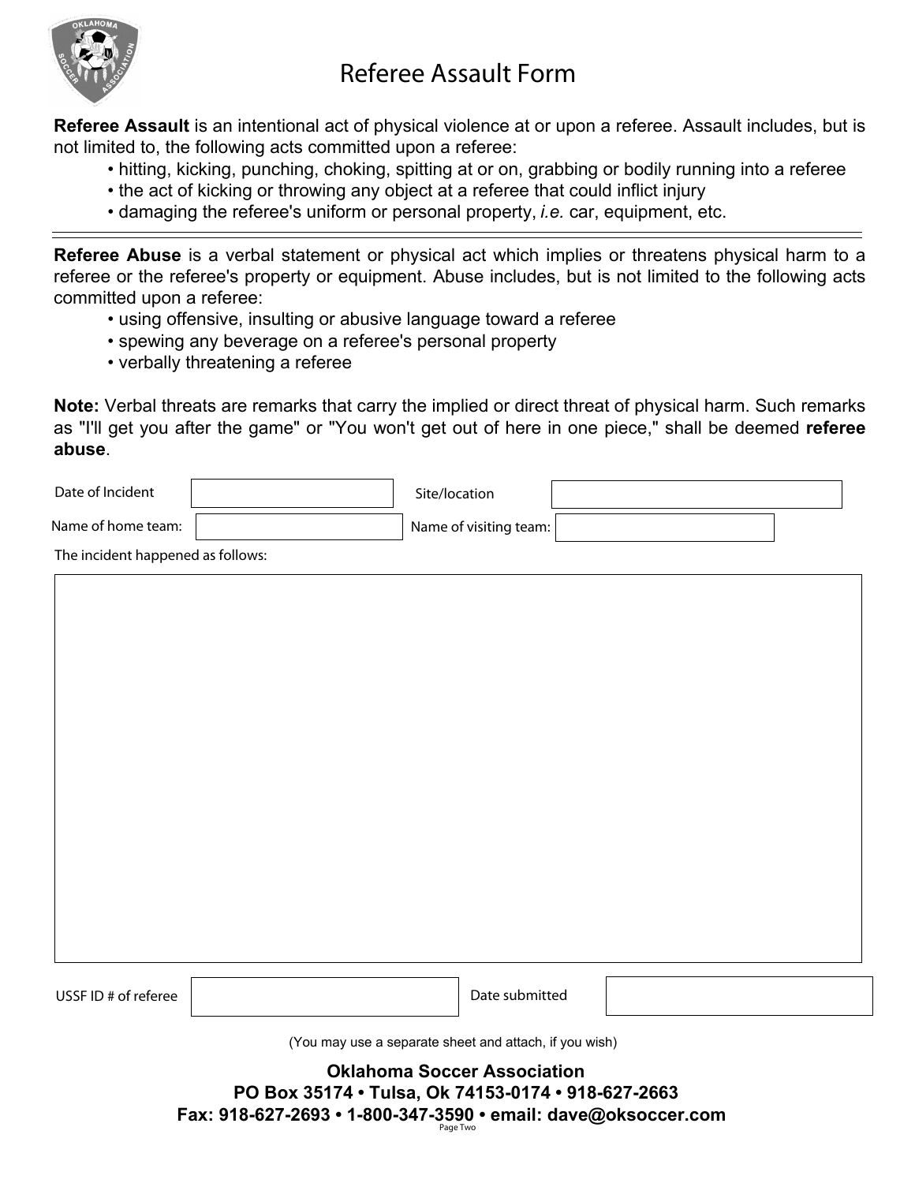# Referee Assault Form

**Referee Assault** is an intentional act of physical violence at or upon a referee. Assault includes, but is not limited to, the following acts committed upon a referee:

- hitting, kicking, punching, choking, spitting at or on, grabbing or bodily running into a referee
- the act of kicking or throwing any object at a referee that could inflict injury
- damaging the referee's uniform or personal property, *i.e.* car, equipment, etc.

---

**Referee Abuse** is a verbal statement or physical act which implies or threatens physical harm to a referee or the referee's property or equipment. Abuse includes, but is not limited to the following acts committed upon a referee:

- using offensive, insulting or abusive language toward a referee
- spewing any beverage on a referee's personal property
- verbally threatening a referee

**Note:** Verbal threats are remarks that carry the implied or direct threat of physical harm. Such remarks as "I'll get you after the game" or "You won't get out of here in one piece," shall be deemed **referee abuse**.

| | | | |
|---|---|---|---|
| Date of Incident | | Site/location | |
| Name of home team: | | Name of visiting team: | |

The incident happened as follows:

| |
|---|
| |

| | | | |
|---|---|---|---|
| USSF ID # of referee | | Date submitted | |

(You may use a separate sheet and attach, if you wish)

**Oklahoma Soccer Association**
**PO Box 35174 • Tulsa, Ok 74153-0174 • 918-627-2663**
**Fax: 918-627-2693 • 1-800-347-3590 • email: dave@oksoccer.com**